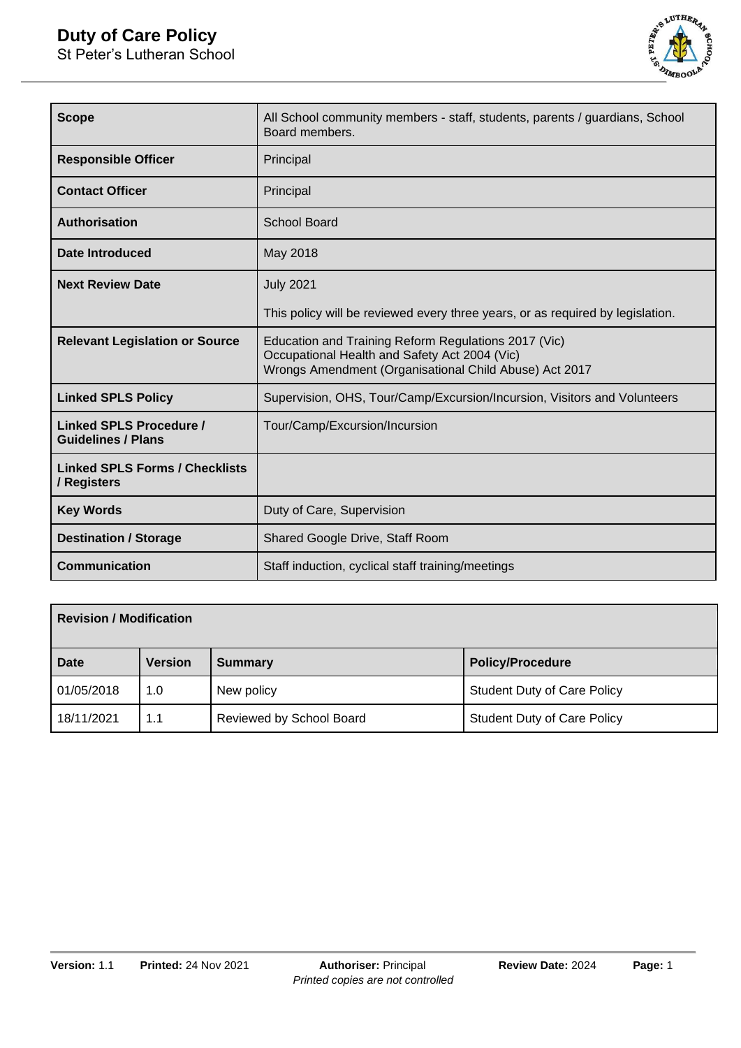# Duty of Care Policy

St Peter's Lutheran School

| | |
|---|---|
| **Scope** | All School community members - staff, students, parents / guardians, School Board members. |
| **Responsible Officer** | Principal |
| **Contact Officer** | Principal |
| **Authorisation** | School Board |
| **Date Introduced** | May 2018 |
| **Next Review Date** | July 2021<br><br>This policy will be reviewed every three years, or as required by legislation. |
| **Relevant Legislation or Source** | Education and Training Reform Regulations 2017 (Vic)<br>Occupational Health and Safety Act 2004 (Vic)<br>Wrongs Amendment (Organisational Child Abuse) Act 2017 |
| **Linked SPLS Policy** | Supervision, OHS, Tour/Camp/Excursion/Incursion, Visitors and Volunteers |
| **Linked SPLS Procedure / Guidelines / Plans** | Tour/Camp/Excursion/Incursion |
| **Linked SPLS Forms / Checklists / Registers** | |
| **Key Words** | Duty of Care, Supervision |
| **Destination / Storage** | Shared Google Drive, Staff Room |
| **Communication** | Staff induction, cyclical staff training/meetings |

| **Revision / Modification** | | | |
|---|---|---|---|
| **Date** | **Version** | **Summary** | **Policy/Procedure** |
| 01/05/2018 | 1.0 | New policy | Student Duty of Care Policy |
| 18/11/2021 | 1.1 | Reviewed by School Board | Student Duty of Care Policy |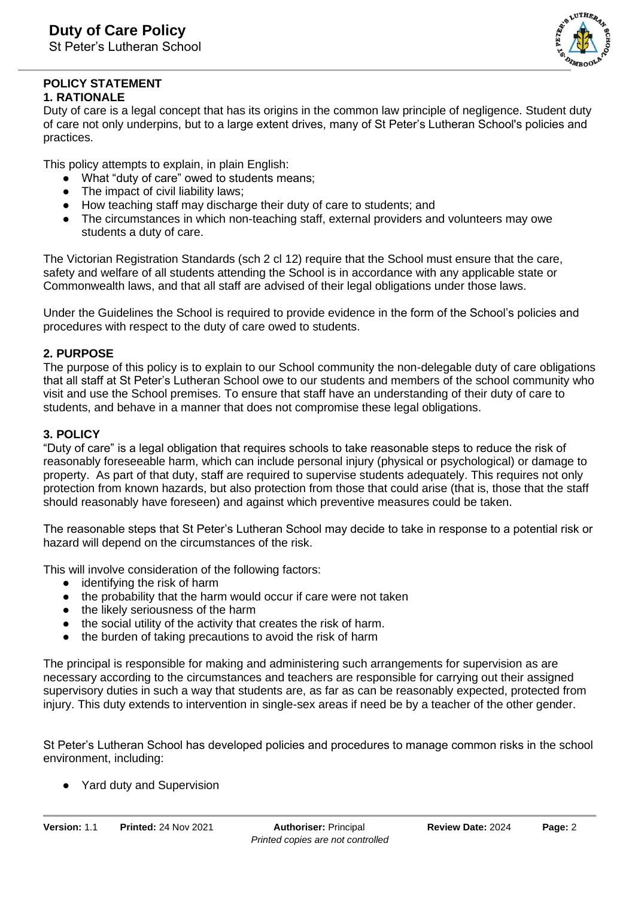## POLICY STATEMENT

### 1. RATIONALE

Duty of care is a legal concept that has its origins in the common law principle of negligence. Student duty of care not only underpins, but to a large extent drives, many of St Peter's Lutheran School's policies and practices.

This policy attempts to explain, in plain English:

- What "duty of care" owed to students means;
- The impact of civil liability laws;
- How teaching staff may discharge their duty of care to students; and
- The circumstances in which non-teaching staff, external providers and volunteers may owe students a duty of care.

The Victorian Registration Standards (sch 2 cl 12) require that the School must ensure that the care, safety and welfare of all students attending the School is in accordance with any applicable state or Commonwealth laws, and that all staff are advised of their legal obligations under those laws.

Under the Guidelines the School is required to provide evidence in the form of the School's policies and procedures with respect to the duty of care owed to students.

### 2. PURPOSE

The purpose of this policy is to explain to our School community the non-delegable duty of care obligations that all staff at St Peter's Lutheran School owe to our students and members of the school community who visit and use the School premises. To ensure that staff have an understanding of their duty of care to students, and behave in a manner that does not compromise these legal obligations.

### 3. POLICY

"Duty of care" is a legal obligation that requires schools to take reasonable steps to reduce the risk of reasonably foreseeable harm, which can include personal injury (physical or psychological) or damage to property. As part of that duty, staff are required to supervise students adequately. This requires not only protection from known hazards, but also protection from those that could arise (that is, those that the staff should reasonably have foreseen) and against which preventive measures could be taken.

The reasonable steps that St Peter's Lutheran School may decide to take in response to a potential risk or hazard will depend on the circumstances of the risk.

This will involve consideration of the following factors:

- identifying the risk of harm
- the probability that the harm would occur if care were not taken
- the likely seriousness of the harm
- the social utility of the activity that creates the risk of harm.
- the burden of taking precautions to avoid the risk of harm

The principal is responsible for making and administering such arrangements for supervision as are necessary according to the circumstances and teachers are responsible for carrying out their assigned supervisory duties in such a way that students are, as far as can be reasonably expected, protected from injury. This duty extends to intervention in single-sex areas if need be by a teacher of the other gender.

St Peter's Lutheran School has developed policies and procedures to manage common risks in the school environment, including:

- Yard duty and Supervision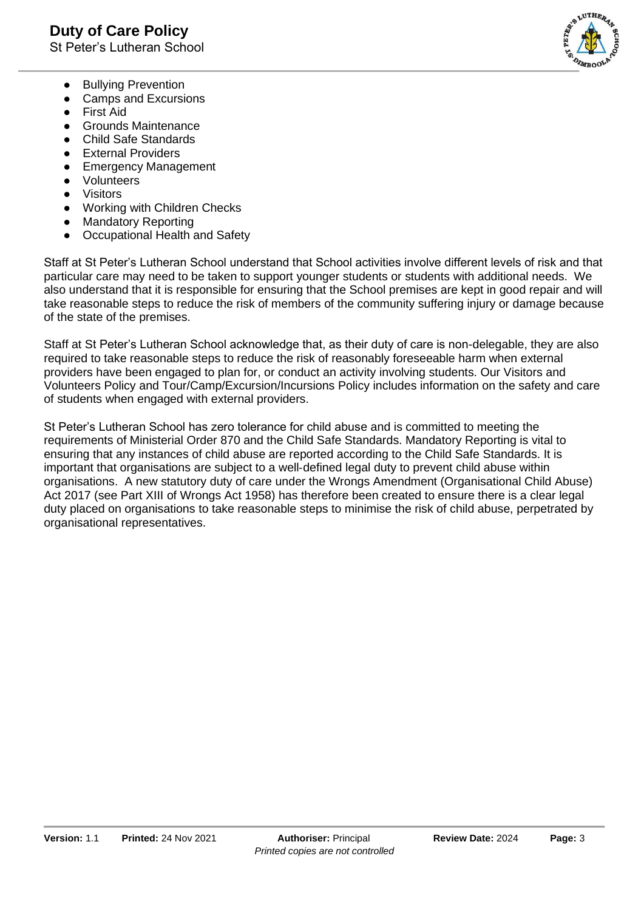- Bullying Prevention
- Camps and Excursions
- First Aid
- Grounds Maintenance
- Child Safe Standards
- External Providers
- Emergency Management
- Volunteers
- Visitors
- Working with Children Checks
- Mandatory Reporting
- Occupational Health and Safety

Staff at St Peter's Lutheran School understand that School activities involve different levels of risk and that particular care may need to be taken to support younger students or students with additional needs. We also understand that it is responsible for ensuring that the School premises are kept in good repair and will take reasonable steps to reduce the risk of members of the community suffering injury or damage because of the state of the premises.

Staff at St Peter's Lutheran School acknowledge that, as their duty of care is non-delegable, they are also required to take reasonable steps to reduce the risk of reasonably foreseeable harm when external providers have been engaged to plan for, or conduct an activity involving students. Our Visitors and Volunteers Policy and Tour/Camp/Excursion/Incursions Policy includes information on the safety and care of students when engaged with external providers.

St Peter's Lutheran School has zero tolerance for child abuse and is committed to meeting the requirements of Ministerial Order 870 and the Child Safe Standards. Mandatory Reporting is vital to ensuring that any instances of child abuse are reported according to the Child Safe Standards. It is important that organisations are subject to a well-defined legal duty to prevent child abuse within organisations. A new statutory duty of care under the Wrongs Amendment (Organisational Child Abuse) Act 2017 (see Part XIII of Wrongs Act 1958) has therefore been created to ensure there is a clear legal duty placed on organisations to take reasonable steps to minimise the risk of child abuse, perpetrated by organisational representatives.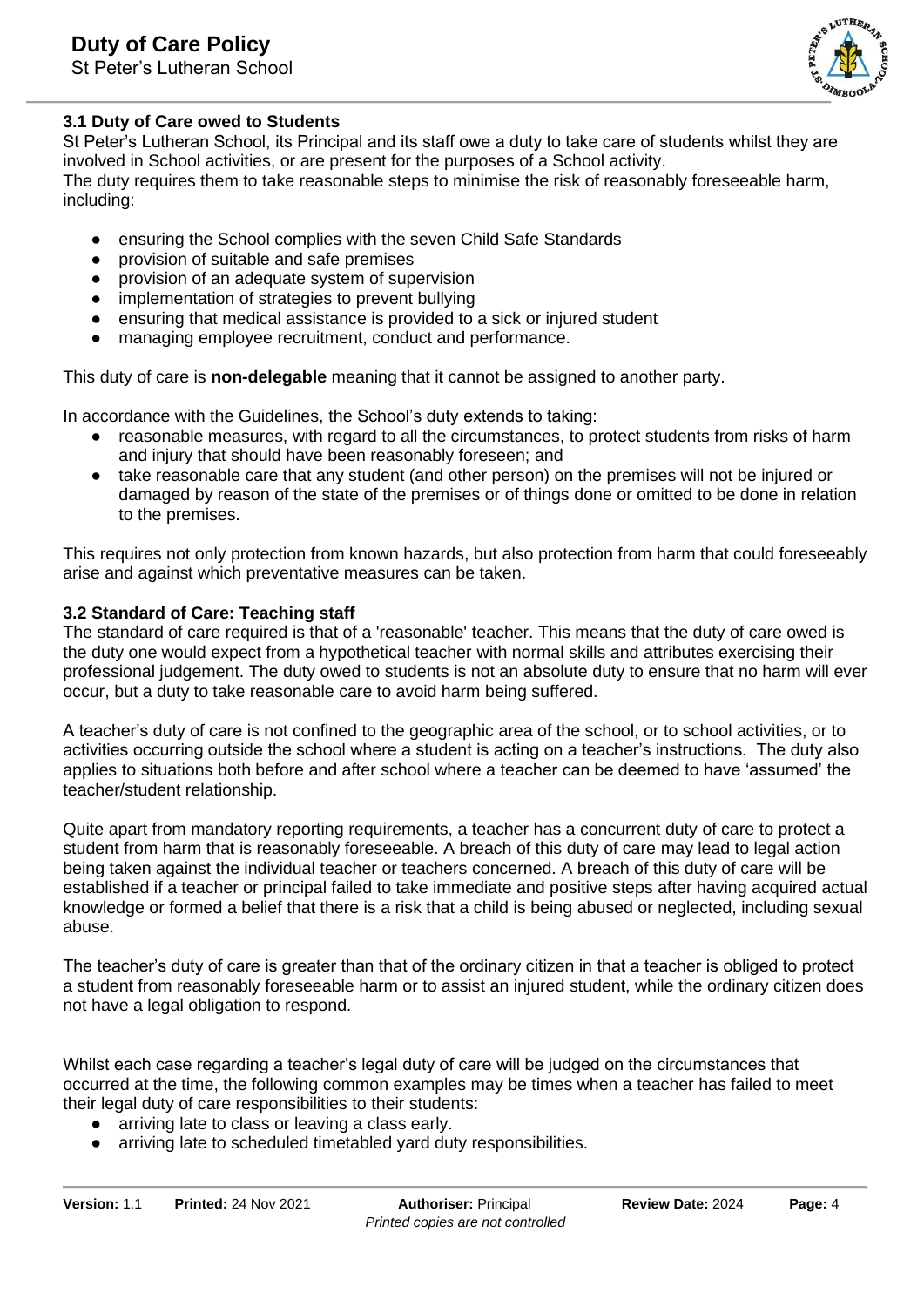### 3.1 Duty of Care owed to Students

St Peter's Lutheran School, its Principal and its staff owe a duty to take care of students whilst they are involved in School activities, or are present for the purposes of a School activity.
The duty requires them to take reasonable steps to minimise the risk of reasonably foreseeable harm, including:

- ensuring the School complies with the seven Child Safe Standards
- provision of suitable and safe premises
- provision of an adequate system of supervision
- implementation of strategies to prevent bullying
- ensuring that medical assistance is provided to a sick or injured student
- managing employee recruitment, conduct and performance.

This duty of care is **non-delegable** meaning that it cannot be assigned to another party.

In accordance with the Guidelines, the School's duty extends to taking:

- reasonable measures, with regard to all the circumstances, to protect students from risks of harm and injury that should have been reasonably foreseen; and
- take reasonable care that any student (and other person) on the premises will not be injured or damaged by reason of the state of the premises or of things done or omitted to be done in relation to the premises.

This requires not only protection from known hazards, but also protection from harm that could foreseeably arise and against which preventative measures can be taken.

### 3.2 Standard of Care: Teaching staff

The standard of care required is that of a 'reasonable' teacher. This means that the duty of care owed is the duty one would expect from a hypothetical teacher with normal skills and attributes exercising their professional judgement. The duty owed to students is not an absolute duty to ensure that no harm will ever occur, but a duty to take reasonable care to avoid harm being suffered.

A teacher's duty of care is not confined to the geographic area of the school, or to school activities, or to activities occurring outside the school where a student is acting on a teacher's instructions. The duty also applies to situations both before and after school where a teacher can be deemed to have 'assumed' the teacher/student relationship.

Quite apart from mandatory reporting requirements, a teacher has a concurrent duty of care to protect a student from harm that is reasonably foreseeable. A breach of this duty of care may lead to legal action being taken against the individual teacher or teachers concerned. A breach of this duty of care will be established if a teacher or principal failed to take immediate and positive steps after having acquired actual knowledge or formed a belief that there is a risk that a child is being abused or neglected, including sexual abuse.

The teacher's duty of care is greater than that of the ordinary citizen in that a teacher is obliged to protect a student from reasonably foreseeable harm or to assist an injured student, while the ordinary citizen does not have a legal obligation to respond.

Whilst each case regarding a teacher's legal duty of care will be judged on the circumstances that occurred at the time, the following common examples may be times when a teacher has failed to meet their legal duty of care responsibilities to their students:

- arriving late to class or leaving a class early.
- arriving late to scheduled timetabled yard duty responsibilities.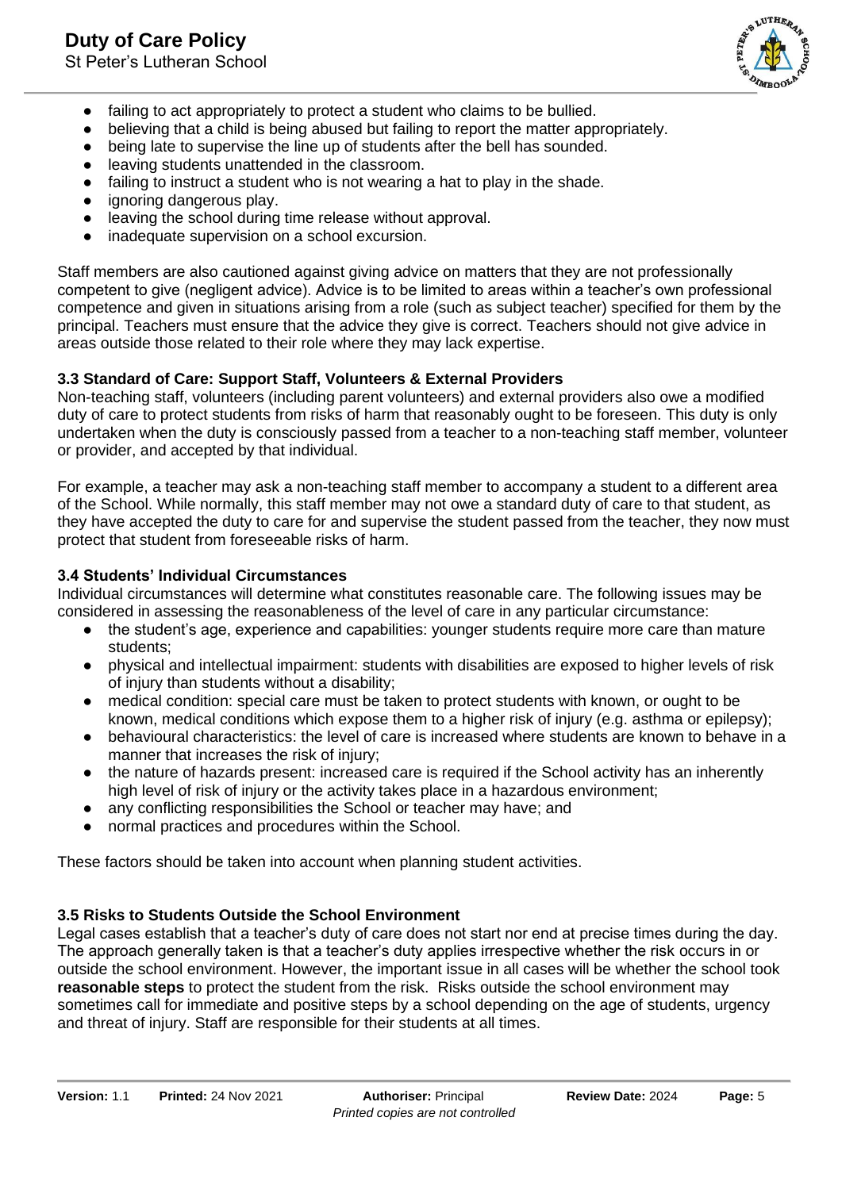- failing to act appropriately to protect a student who claims to be bullied.
- believing that a child is being abused but failing to report the matter appropriately.
- being late to supervise the line up of students after the bell has sounded.
- leaving students unattended in the classroom.
- failing to instruct a student who is not wearing a hat to play in the shade.
- ignoring dangerous play.
- leaving the school during time release without approval.
- inadequate supervision on a school excursion.

Staff members are also cautioned against giving advice on matters that they are not professionally competent to give (negligent advice). Advice is to be limited to areas within a teacher's own professional competence and given in situations arising from a role (such as subject teacher) specified for them by the principal. Teachers must ensure that the advice they give is correct. Teachers should not give advice in areas outside those related to their role where they may lack expertise.

**3.3 Standard of Care: Support Staff, Volunteers & External Providers**

Non-teaching staff, volunteers (including parent volunteers) and external providers also owe a modified duty of care to protect students from risks of harm that reasonably ought to be foreseen. This duty is only undertaken when the duty is consciously passed from a teacher to a non-teaching staff member, volunteer or provider, and accepted by that individual.

For example, a teacher may ask a non-teaching staff member to accompany a student to a different area of the School. While normally, this staff member may not owe a standard duty of care to that student, as they have accepted the duty to care for and supervise the student passed from the teacher, they now must protect that student from foreseeable risks of harm.

**3.4 Students' Individual Circumstances**

Individual circumstances will determine what constitutes reasonable care. The following issues may be considered in assessing the reasonableness of the level of care in any particular circumstance:

- the student's age, experience and capabilities: younger students require more care than mature students;
- physical and intellectual impairment: students with disabilities are exposed to higher levels of risk of injury than students without a disability;
- medical condition: special care must be taken to protect students with known, or ought to be known, medical conditions which expose them to a higher risk of injury (e.g. asthma or epilepsy);
- behavioural characteristics: the level of care is increased where students are known to behave in a manner that increases the risk of injury;
- the nature of hazards present: increased care is required if the School activity has an inherently high level of risk of injury or the activity takes place in a hazardous environment;
- any conflicting responsibilities the School or teacher may have; and
- normal practices and procedures within the School.

These factors should be taken into account when planning student activities.

**3.5 Risks to Students Outside the School Environment**

Legal cases establish that a teacher's duty of care does not start nor end at precise times during the day. The approach generally taken is that a teacher's duty applies irrespective whether the risk occurs in or outside the school environment. However, the important issue in all cases will be whether the school took **reasonable steps** to protect the student from the risk. Risks outside the school environment may sometimes call for immediate and positive steps by a school depending on the age of students, urgency and threat of injury. Staff are responsible for their students at all times.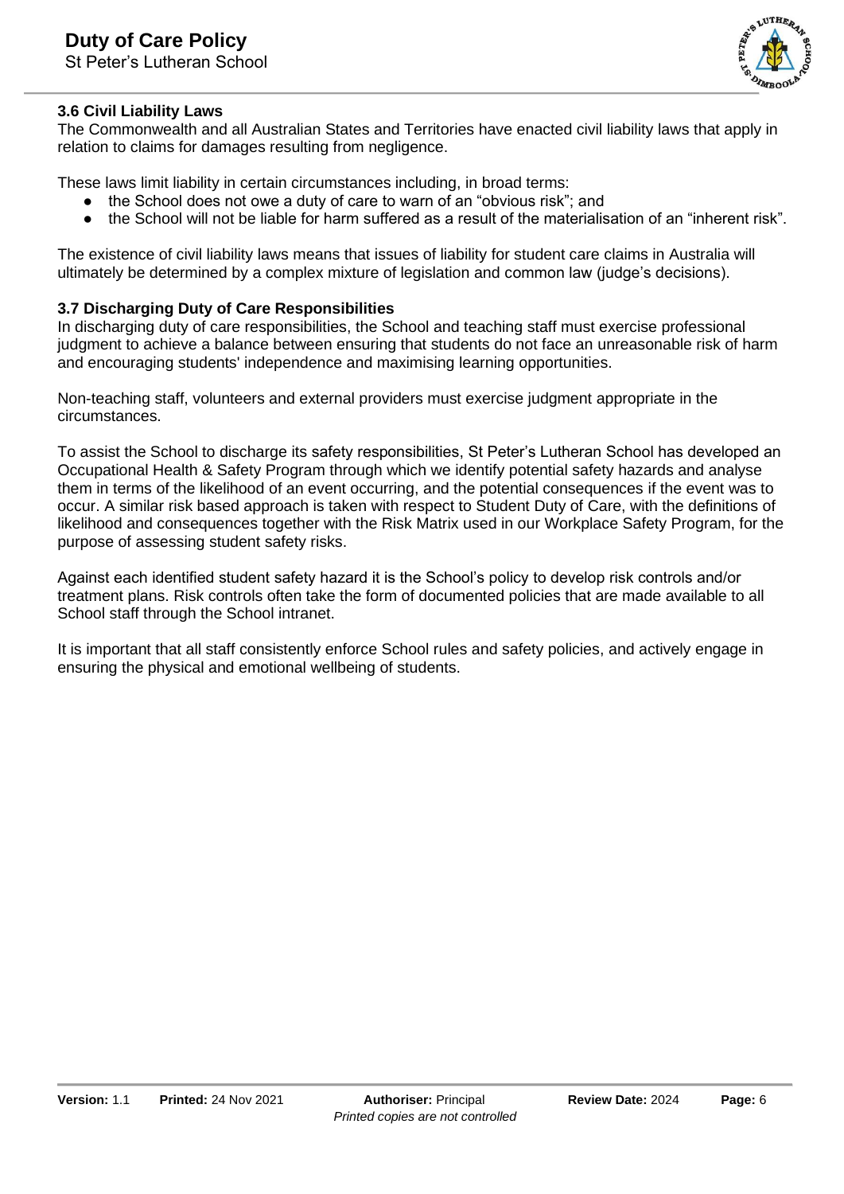### 3.6 Civil Liability Laws

The Commonwealth and all Australian States and Territories have enacted civil liability laws that apply in relation to claims for damages resulting from negligence.

These laws limit liability in certain circumstances including, in broad terms:

- the School does not owe a duty of care to warn of an "obvious risk"; and
- the School will not be liable for harm suffered as a result of the materialisation of an "inherent risk".

The existence of civil liability laws means that issues of liability for student care claims in Australia will ultimately be determined by a complex mixture of legislation and common law (judge's decisions).

### 3.7 Discharging Duty of Care Responsibilities

In discharging duty of care responsibilities, the School and teaching staff must exercise professional judgment to achieve a balance between ensuring that students do not face an unreasonable risk of harm and encouraging students' independence and maximising learning opportunities.

Non-teaching staff, volunteers and external providers must exercise judgment appropriate in the circumstances.

To assist the School to discharge its safety responsibilities, St Peter's Lutheran School has developed an Occupational Health & Safety Program through which we identify potential safety hazards and analyse them in terms of the likelihood of an event occurring, and the potential consequences if the event was to occur. A similar risk based approach is taken with respect to Student Duty of Care, with the definitions of likelihood and consequences together with the Risk Matrix used in our Workplace Safety Program, for the purpose of assessing student safety risks.

Against each identified student safety hazard it is the School's policy to develop risk controls and/or treatment plans. Risk controls often take the form of documented policies that are made available to all School staff through the School intranet.

It is important that all staff consistently enforce School rules and safety policies, and actively engage in ensuring the physical and emotional wellbeing of students.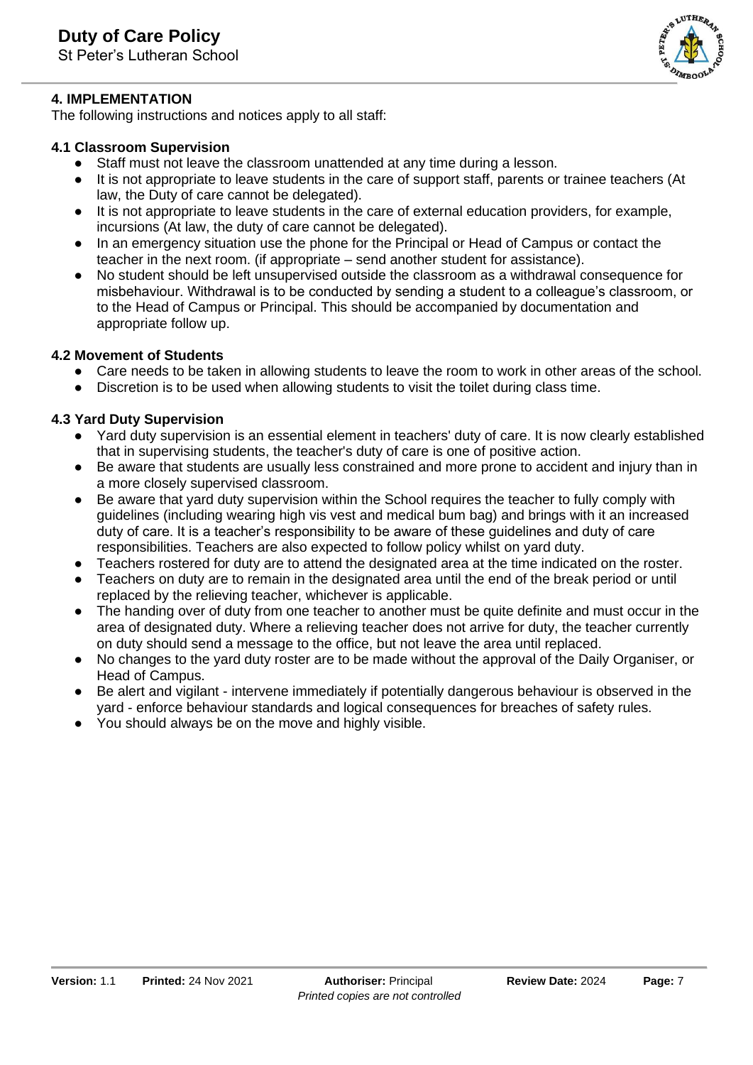## 4. IMPLEMENTATION

The following instructions and notices apply to all staff:

### 4.1 Classroom Supervision

- Staff must not leave the classroom unattended at any time during a lesson.
- It is not appropriate to leave students in the care of support staff, parents or trainee teachers (At law, the Duty of care cannot be delegated).
- It is not appropriate to leave students in the care of external education providers, for example, incursions (At law, the duty of care cannot be delegated).
- In an emergency situation use the phone for the Principal or Head of Campus or contact the teacher in the next room. (if appropriate – send another student for assistance).
- No student should be left unsupervised outside the classroom as a withdrawal consequence for misbehaviour. Withdrawal is to be conducted by sending a student to a colleague's classroom, or to the Head of Campus or Principal. This should be accompanied by documentation and appropriate follow up.

### 4.2 Movement of Students

- Care needs to be taken in allowing students to leave the room to work in other areas of the school.
- Discretion is to be used when allowing students to visit the toilet during class time.

### 4.3 Yard Duty Supervision

- Yard duty supervision is an essential element in teachers' duty of care. It is now clearly established that in supervising students, the teacher's duty of care is one of positive action.
- Be aware that students are usually less constrained and more prone to accident and injury than in a more closely supervised classroom.
- Be aware that yard duty supervision within the School requires the teacher to fully comply with guidelines (including wearing high vis vest and medical bum bag) and brings with it an increased duty of care. It is a teacher's responsibility to be aware of these guidelines and duty of care responsibilities. Teachers are also expected to follow policy whilst on yard duty.
- Teachers rostered for duty are to attend the designated area at the time indicated on the roster.
- Teachers on duty are to remain in the designated area until the end of the break period or until replaced by the relieving teacher, whichever is applicable.
- The handing over of duty from one teacher to another must be quite definite and must occur in the area of designated duty. Where a relieving teacher does not arrive for duty, the teacher currently on duty should send a message to the office, but not leave the area until replaced.
- No changes to the yard duty roster are to be made without the approval of the Daily Organiser, or Head of Campus.
- Be alert and vigilant - intervene immediately if potentially dangerous behaviour is observed in the yard - enforce behaviour standards and logical consequences for breaches of safety rules.
- You should always be on the move and highly visible.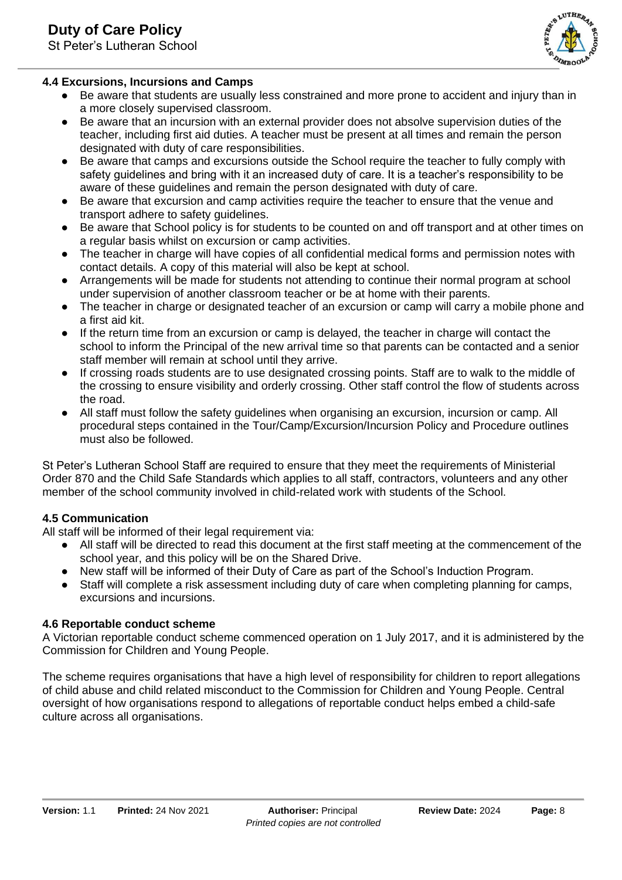### 4.4 Excursions, Incursions and Camps

- Be aware that students are usually less constrained and more prone to accident and injury than in a more closely supervised classroom.
- Be aware that an incursion with an external provider does not absolve supervision duties of the teacher, including first aid duties. A teacher must be present at all times and remain the person designated with duty of care responsibilities.
- Be aware that camps and excursions outside the School require the teacher to fully comply with safety guidelines and bring with it an increased duty of care. It is a teacher's responsibility to be aware of these guidelines and remain the person designated with duty of care.
- Be aware that excursion and camp activities require the teacher to ensure that the venue and transport adhere to safety guidelines.
- Be aware that School policy is for students to be counted on and off transport and at other times on a regular basis whilst on excursion or camp activities.
- The teacher in charge will have copies of all confidential medical forms and permission notes with contact details. A copy of this material will also be kept at school.
- Arrangements will be made for students not attending to continue their normal program at school under supervision of another classroom teacher or be at home with their parents.
- The teacher in charge or designated teacher of an excursion or camp will carry a mobile phone and a first aid kit.
- If the return time from an excursion or camp is delayed, the teacher in charge will contact the school to inform the Principal of the new arrival time so that parents can be contacted and a senior staff member will remain at school until they arrive.
- If crossing roads students are to use designated crossing points. Staff are to walk to the middle of the crossing to ensure visibility and orderly crossing. Other staff control the flow of students across the road.
- All staff must follow the safety guidelines when organising an excursion, incursion or camp. All procedural steps contained in the Tour/Camp/Excursion/Incursion Policy and Procedure outlines must also be followed.

St Peter's Lutheran School Staff are required to ensure that they meet the requirements of Ministerial Order 870 and the Child Safe Standards which applies to all staff, contractors, volunteers and any other member of the school community involved in child-related work with students of the School.

### 4.5 Communication

All staff will be informed of their legal requirement via:

- All staff will be directed to read this document at the first staff meeting at the commencement of the school year, and this policy will be on the Shared Drive.
- New staff will be informed of their Duty of Care as part of the School's Induction Program.
- Staff will complete a risk assessment including duty of care when completing planning for camps, excursions and incursions.

### 4.6 Reportable conduct scheme

A Victorian reportable conduct scheme commenced operation on 1 July 2017, and it is administered by the Commission for Children and Young People.

The scheme requires organisations that have a high level of responsibility for children to report allegations of child abuse and child related misconduct to the Commission for Children and Young People. Central oversight of how organisations respond to allegations of reportable conduct helps embed a child-safe culture across all organisations.